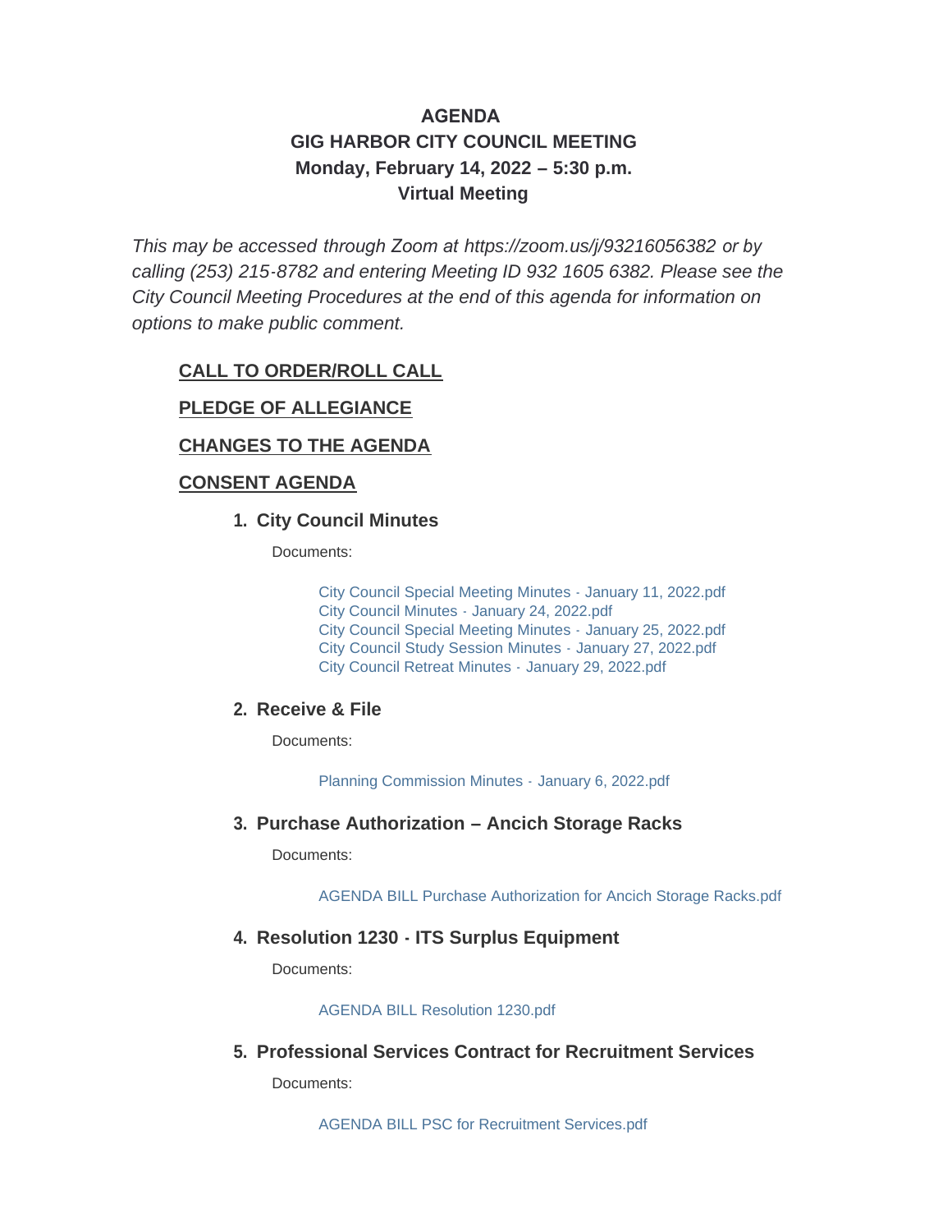# AGENDA
# GIG HARBOR CITY COUNCIL MEETING
## Monday, February 14, 2022 – 5:30 p.m.
## Virtual Meeting

*This may be accessed through Zoom at https://zoom.us/j/93216056382 or by calling (253) 215-8782 and entering Meeting ID 932 1605 6382. Please see the City Council Meeting Procedures at the end of this agenda for information on options to make public comment.*

**CALL TO ORDER/ROLL CALL**

**PLEDGE OF ALLEGIANCE**

**CHANGES TO THE AGENDA**

**CONSENT AGENDA**

1. **City Council Minutes**

   Documents:

   City Council Special Meeting Minutes - January 11, 2022.pdf
   City Council Minutes - January 24, 2022.pdf
   City Council Special Meeting Minutes - January 25, 2022.pdf
   City Council Study Session Minutes - January 27, 2022.pdf
   City Council Retreat Minutes - January 29, 2022.pdf

2. **Receive & File**

   Documents:

   Planning Commission Minutes - January 6, 2022.pdf

3. **Purchase Authorization – Ancich Storage Racks**

   Documents:

   AGENDA BILL Purchase Authorization for Ancich Storage Racks.pdf

4. **Resolution 1230 - ITS Surplus Equipment**

   Documents:

   AGENDA BILL Resolution 1230.pdf

5. **Professional Services Contract for Recruitment Services**

   Documents:

   AGENDA BILL PSC for Recruitment Services.pdf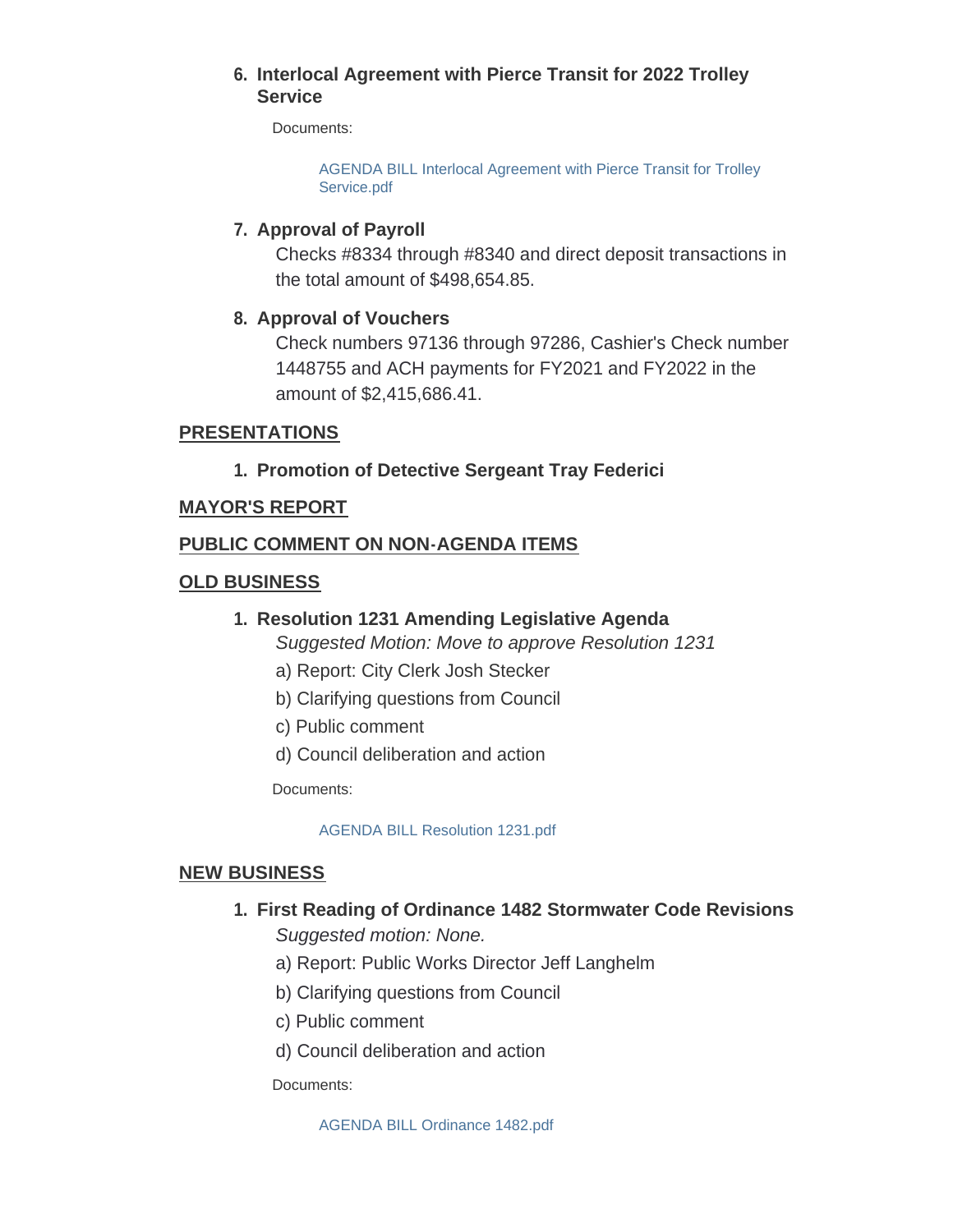6. **Interlocal Agreement with Pierce Transit for 2022 Trolley Service**

   Documents:

   AGENDA BILL Interlocal Agreement with Pierce Transit for Trolley Service.pdf

7. **Approval of Payroll**

   Checks #8334 through #8340 and direct deposit transactions in the total amount of $498,654.85.

8. **Approval of Vouchers**

   Check numbers 97136 through 97286, Cashier's Check number 1448755 and ACH payments for FY2021 and FY2022 in the amount of $2,415,686.41.

## PRESENTATIONS

1. **Promotion of Detective Sergeant Tray Federici**

## MAYOR'S REPORT

## PUBLIC COMMENT ON NON-AGENDA ITEMS

## OLD BUSINESS

1. **Resolution 1231 Amending Legislative Agenda**

   *Suggested Motion: Move to approve Resolution 1231*

   a) Report: City Clerk Josh Stecker

   b) Clarifying questions from Council

   c) Public comment

   d) Council deliberation and action

   Documents:

   AGENDA BILL Resolution 1231.pdf

## NEW BUSINESS

1. **First Reading of Ordinance 1482 Stormwater Code Revisions**

   *Suggested motion: None.*

   a) Report: Public Works Director Jeff Langhelm

   b) Clarifying questions from Council

   c) Public comment

   d) Council deliberation and action

   Documents:

   AGENDA BILL Ordinance 1482.pdf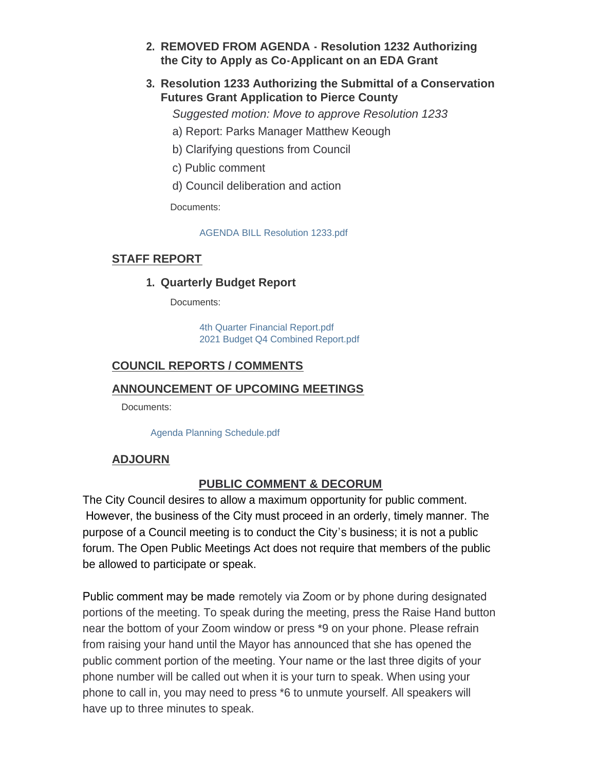2. **REMOVED FROM AGENDA - Resolution 1232 Authorizing the City to Apply as Co-Applicant on an EDA Grant**

3. **Resolution 1233 Authorizing the Submittal of a Conservation Futures Grant Application to Pierce County**

   *Suggested motion: Move to approve Resolution 1233*

   a) Report: Parks Manager Matthew Keough

   b) Clarifying questions from Council

   c) Public comment

   d) Council deliberation and action

   Documents:

   AGENDA BILL Resolution 1233.pdf

## STAFF REPORT

1. **Quarterly Budget Report**

   Documents:

   4th Quarter Financial Report.pdf
   2021 Budget Q4 Combined Report.pdf

## COUNCIL REPORTS / COMMENTS

## ANNOUNCEMENT OF UPCOMING MEETINGS

Documents:

Agenda Planning Schedule.pdf

## ADJOURN

## PUBLIC COMMENT & DECORUM

The City Council desires to allow a maximum opportunity for public comment. However, the business of the City must proceed in an orderly, timely manner. The purpose of a Council meeting is to conduct the City's business; it is not a public forum. The Open Public Meetings Act does not require that members of the public be allowed to participate or speak.

Public comment may be made remotely via Zoom or by phone during designated portions of the meeting. To speak during the meeting, press the Raise Hand button near the bottom of your Zoom window or press *9 on your phone. Please refrain from raising your hand until the Mayor has announced that she has opened the public comment portion of the meeting. Your name or the last three digits of your phone number will be called out when it is your turn to speak. When using your phone to call in, you may need to press *6 to unmute yourself. All speakers will have up to three minutes to speak.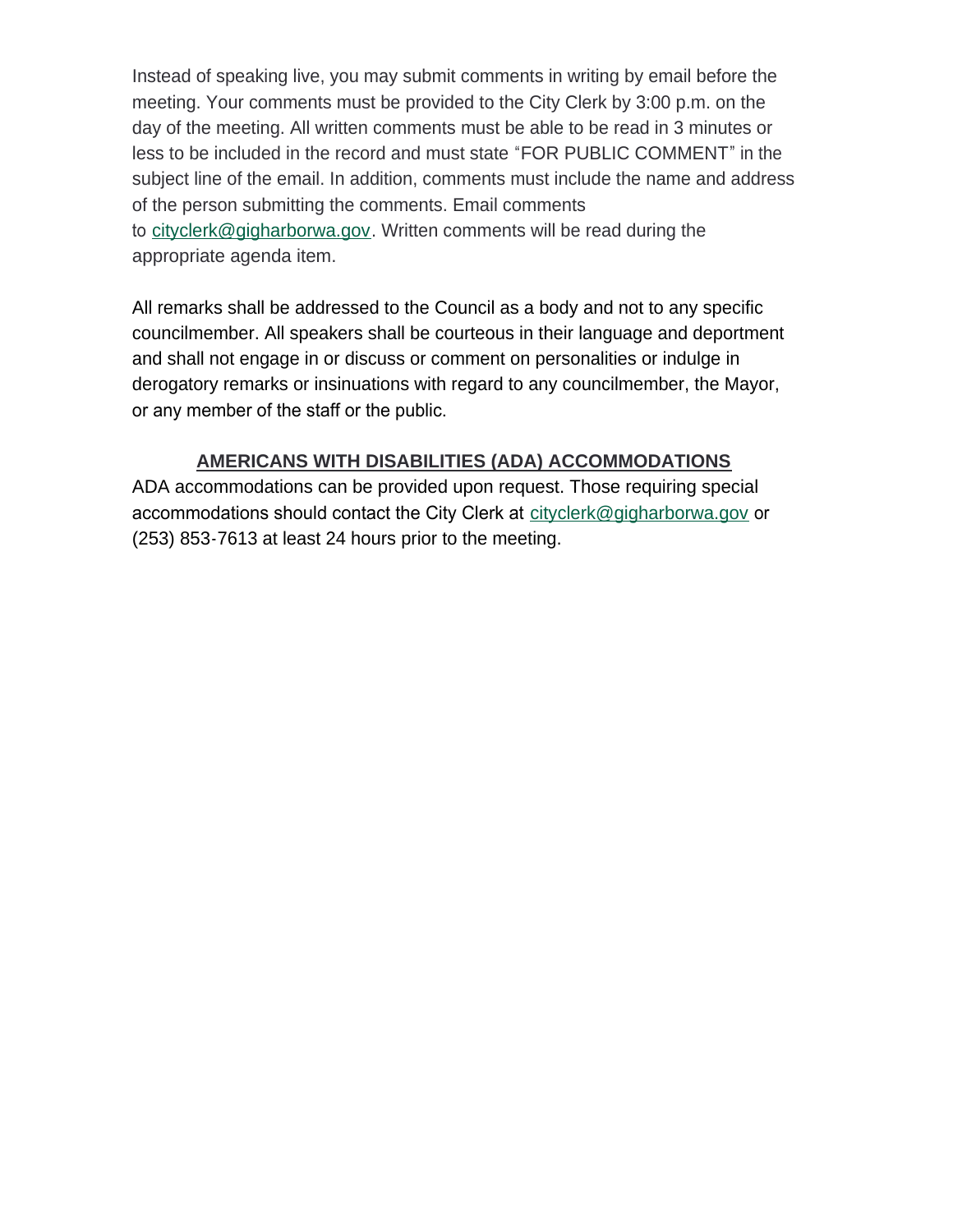Instead of speaking live, you may submit comments in writing by email before the meeting. Your comments must be provided to the City Clerk by 3:00 p.m. on the day of the meeting. All written comments must be able to be read in 3 minutes or less to be included in the record and must state "FOR PUBLIC COMMENT" in the subject line of the email. In addition, comments must include the name and address of the person submitting the comments. Email comments to cityclerk@gigharborwa.gov. Written comments will be read during the appropriate agenda item.

All remarks shall be addressed to the Council as a body and not to any specific councilmember. All speakers shall be courteous in their language and deportment and shall not engage in or discuss or comment on personalities or indulge in derogatory remarks or insinuations with regard to any councilmember, the Mayor, or any member of the staff or the public.

## AMERICANS WITH DISABILITIES (ADA) ACCOMMODATIONS

ADA accommodations can be provided upon request. Those requiring special accommodations should contact the City Clerk at cityclerk@gigharborwa.gov or (253) 853-7613 at least 24 hours prior to the meeting.